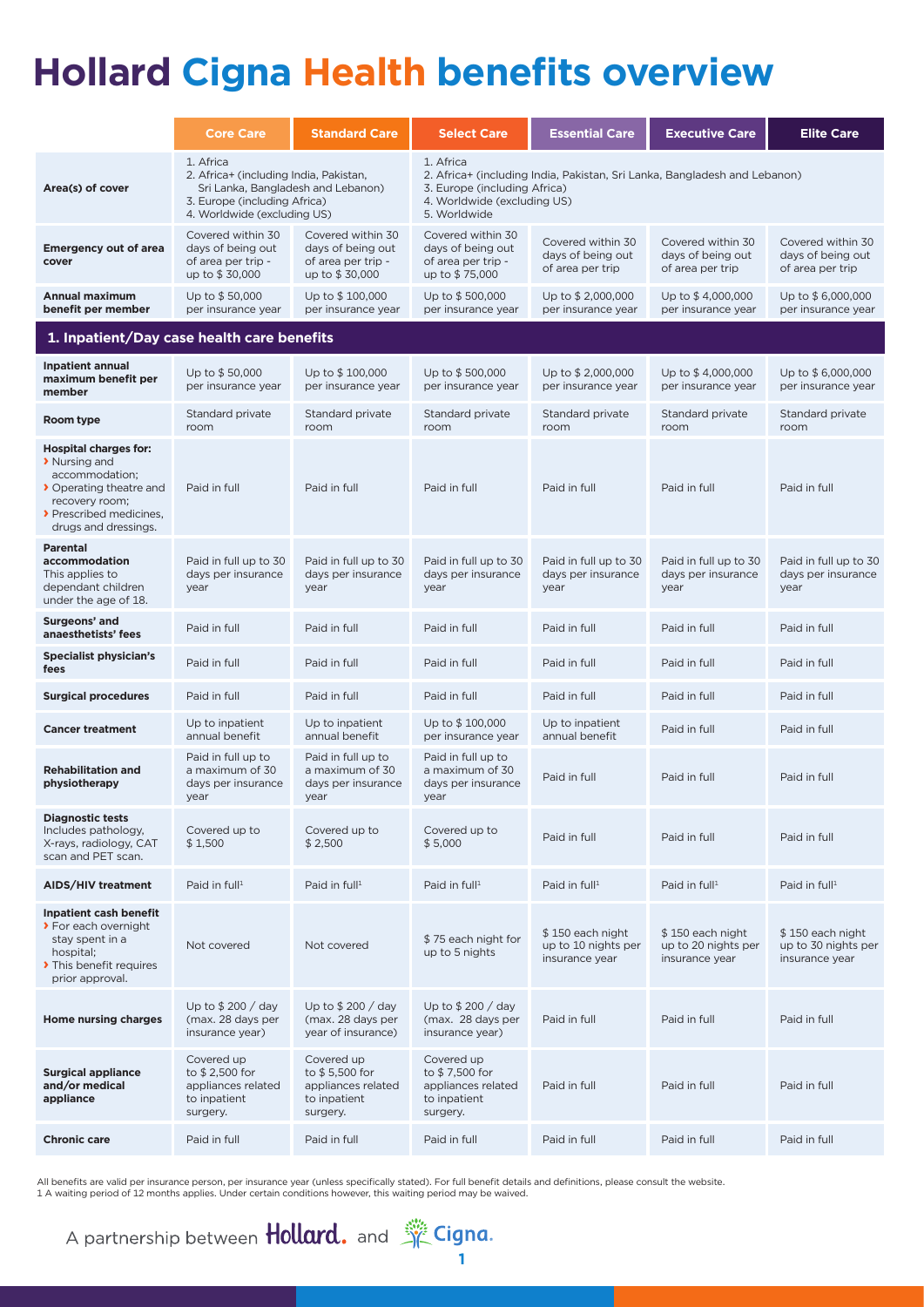# Hollard Cigna Health benefits overview

| | Core Care | Standard Care | Select Care | Essential Care | Executive Care | Elite Care |
|---|---|---|---|---|---|---|
| **Area(s) of cover** | 1. Africa 2. Africa+ (including India, Pakistan, Sri Lanka, Bangladesh and Lebanon) 3. Europe (including Africa) 4. Worldwide (excluding US) | | 1. Africa 2. Africa+ (including India, Pakistan, Sri Lanka, Bangladesh and Lebanon) 3. Europe (including Africa) 4. Worldwide (excluding US) 5. Worldwide | | | |
| **Emergency out of area cover** | Covered within 30 days of being out of area per trip - up to $ 30,000 | Covered within 30 days of being out of area per trip - up to $ 30,000 | Covered within 30 days of being out of area per trip - up to $ 75,000 | Covered within 30 days of being out of area per trip | Covered within 30 days of being out of area per trip | Covered within 30 days of being out of area per trip |
| **Annual maximum benefit per member** | Up to $ 50,000 per insurance year | Up to $ 100,000 per insurance year | Up to $ 500,000 per insurance year | Up to $ 2,000,000 per insurance year | Up to $ 4,000,000 per insurance year | Up to $ 6,000,000 per insurance year |
| **1. Inpatient/Day case health care benefits** | | | | | | |
| **Inpatient annual maximum benefit per member** | Up to $ 50,000 per insurance year | Up to $ 100,000 per insurance year | Up to $ 500,000 per insurance year | Up to $ 2,000,000 per insurance year | Up to $ 4,000,000 per insurance year | Up to $ 6,000,000 per insurance year |
| **Room type** | Standard private room | Standard private room | Standard private room | Standard private room | Standard private room | Standard private room |
| **Hospital charges for:** › Nursing and accommodation; › Operating theatre and recovery room; › Prescribed medicines, drugs and dressings. | Paid in full | Paid in full | Paid in full | Paid in full | Paid in full | Paid in full |
| **Parental accommodation** This applies to dependant children under the age of 18. | Paid in full up to 30 days per insurance year | Paid in full up to 30 days per insurance year | Paid in full up to 30 days per insurance year | Paid in full up to 30 days per insurance year | Paid in full up to 30 days per insurance year | Paid in full up to 30 days per insurance year |
| **Surgeons' and anaesthetists' fees** | Paid in full | Paid in full | Paid in full | Paid in full | Paid in full | Paid in full |
| **Specialist physician's fees** | Paid in full | Paid in full | Paid in full | Paid in full | Paid in full | Paid in full |
| **Surgical procedures** | Paid in full | Paid in full | Paid in full | Paid in full | Paid in full | Paid in full |
| **Cancer treatment** | Up to inpatient annual benefit | Up to inpatient annual benefit | Up to $ 100,000 per insurance year | Up to inpatient annual benefit | Paid in full | Paid in full |
| **Rehabilitation and physiotherapy** | Paid in full up to a maximum of 30 days per insurance year | Paid in full up to a maximum of 30 days per insurance year | Paid in full up to a maximum of 30 days per insurance year | Paid in full | Paid in full | Paid in full |
| **Diagnostic tests** Includes pathology, X-rays, radiology, CAT scan and PET scan. | Covered up to $ 1,500 | Covered up to $ 2,500 | Covered up to $ 5,000 | Paid in full | Paid in full | Paid in full |
| **AIDS/HIV treatment** | Paid in full[1] | Paid in full[1] | Paid in full[1] | Paid in full[1] | Paid in full[1] | Paid in full[1] |
| **Inpatient cash benefit** › For each overnight stay spent in a hospital; › This benefit requires prior approval. | Not covered | Not covered | $ 75 each night for up to 5 nights | $ 150 each night up to 10 nights per insurance year | $ 150 each night up to 20 nights per insurance year | $ 150 each night up to 30 nights per insurance year |
| **Home nursing charges** | Up to $ 200 / day (max. 28 days per insurance year) | Up to $ 200 / day (max. 28 days per year of insurance) | Up to $ 200 / day (max. 28 days per insurance year) | Paid in full | Paid in full | Paid in full |
| **Surgical appliance and/or medical appliance** | Covered up to $ 2,500 for appliances related to inpatient surgery. | Covered up to $ 5,500 for appliances related to inpatient surgery. | Covered up to $ 7,500 for appliances related to inpatient surgery. | Paid in full | Paid in full | Paid in full |
| **Chronic care** | Paid in full | Paid in full | Paid in full | Paid in full | Paid in full | Paid in full |

All benefits are valid per insurance person, per insurance year (unless specifically stated). For full benefit details and definitions, please consult the website.

1 A waiting period of 12 months applies. Under certain conditions however, this waiting period may be waived.

A partnership between Hollard. and Cigna.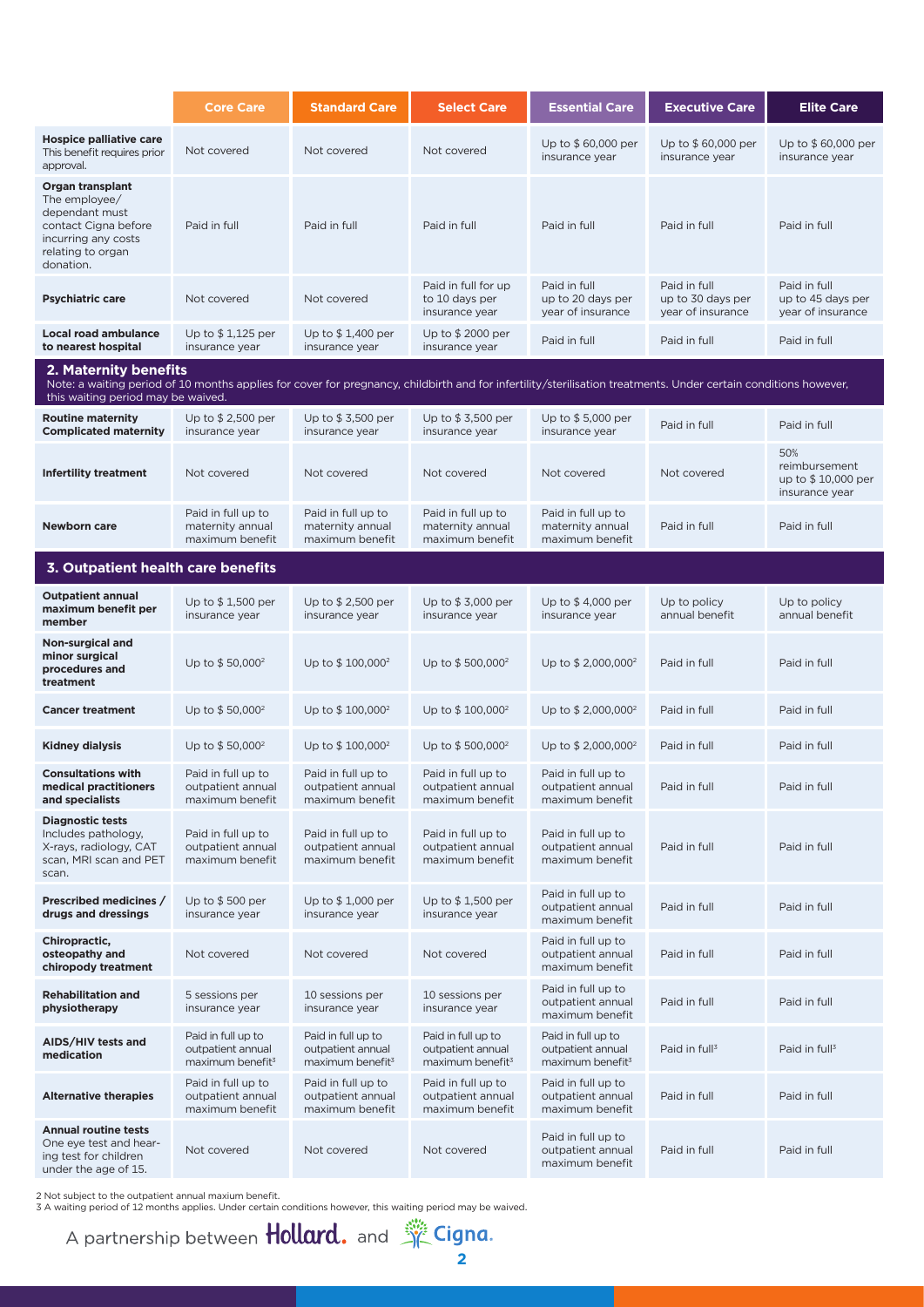|  | Core Care | Standard Care | Select Care | Essential Care | Executive Care | Elite Care |
|---|---|---|---|---|---|---|
| **Hospice palliative care** This benefit requires prior approval. | Not covered | Not covered | Not covered | Up to $ 60,000 per insurance year | Up to $ 60,000 per insurance year | Up to $ 60,000 per insurance year |
| **Organ transplant** The employee/ dependant must contact Cigna before incurring any costs relating to organ donation. | Paid in full | Paid in full | Paid in full | Paid in full | Paid in full | Paid in full |
| **Psychiatric care** | Not covered | Not covered | Paid in full for up to 10 days per insurance year | Paid in full up to 20 days per year of insurance | Paid in full up to 30 days per year of insurance | Paid in full up to 45 days per year of insurance |
| **Local road ambulance to nearest hospital** | Up to $ 1,125 per insurance year | Up to $ 1,400 per insurance year | Up to $ 2000 per insurance year | Paid in full | Paid in full | Paid in full |
| **2. Maternity benefits** Note: a waiting period of 10 months applies for cover for pregnancy, childbirth and for infertility/sterilisation treatments. Under certain conditions however, this waiting period may be waived. | | | | | | |
| **Routine maternity Complicated maternity** | Up to $ 2,500 per insurance year | Up to $ 3,500 per insurance year | Up to $ 3,500 per insurance year | Up to $ 5,000 per insurance year | Paid in full | Paid in full |
| **Infertility treatment** | Not covered | Not covered | Not covered | Not covered | Not covered | 50% reimbursement up to $ 10,000 per insurance year |
| **Newborn care** | Paid in full up to maternity annual maximum benefit | Paid in full up to maternity annual maximum benefit | Paid in full up to maternity annual maximum benefit | Paid in full up to maternity annual maximum benefit | Paid in full | Paid in full |
| **3. Outpatient health care benefits** | | | | | | |
| **Outpatient annual maximum benefit per member** | Up to $ 1,500 per insurance year | Up to $ 2,500 per insurance year | Up to $ 3,000 per insurance year | Up to $ 4,000 per insurance year | Up to policy annual benefit | Up to policy annual benefit |
| **Non-surgical and minor surgical procedures and treatment** | Up to $ 50,000[2] | Up to $ 100,000[2] | Up to $ 500,000[2] | Up to $ 2,000,000[2] | Paid in full | Paid in full |
| **Cancer treatment** | Up to $ 50,000[2] | Up to $ 100,000[2] | Up to $ 100,000[2] | Up to $ 2,000,000[2] | Paid in full | Paid in full |
| **Kidney dialysis** | Up to $ 50,000[2] | Up to $ 100,000[2] | Up to $ 500,000[2] | Up to $ 2,000,000[2] | Paid in full | Paid in full |
| **Consultations with medical practitioners and specialists** | Paid in full up to outpatient annual maximum benefit | Paid in full up to outpatient annual maximum benefit | Paid in full up to outpatient annual maximum benefit | Paid in full up to outpatient annual maximum benefit | Paid in full | Paid in full |
| **Diagnostic tests** Includes pathology, X-rays, radiology, CAT scan, MRI scan and PET scan. | Paid in full up to outpatient annual maximum benefit | Paid in full up to outpatient annual maximum benefit | Paid in full up to outpatient annual maximum benefit | Paid in full up to outpatient annual maximum benefit | Paid in full | Paid in full |
| **Prescribed medicines / drugs and dressings** | Up to $ 500 per insurance year | Up to $ 1,000 per insurance year | Up to $ 1,500 per insurance year | Paid in full up to outpatient annual maximum benefit | Paid in full | Paid in full |
| **Chiropractic, osteopathy and chiropody treatment** | Not covered | Not covered | Not covered | Paid in full up to outpatient annual maximum benefit | Paid in full | Paid in full |
| **Rehabilitation and physiotherapy** | 5 sessions per insurance year | 10 sessions per insurance year | 10 sessions per insurance year | Paid in full up to outpatient annual maximum benefit | Paid in full | Paid in full |
| **AIDS/HIV tests and medication** | Paid in full up to outpatient annual maximum benefit[3] | Paid in full up to outpatient annual maximum benefit[3] | Paid in full up to outpatient annual maximum benefit[3] | Paid in full up to outpatient annual maximum benefit[3] | Paid in full[3] | Paid in full[3] |
| **Alternative therapies** | Paid in full up to outpatient annual maximum benefit | Paid in full up to outpatient annual maximum benefit | Paid in full up to outpatient annual maximum benefit | Paid in full up to outpatient annual maximum benefit | Paid in full | Paid in full |
| **Annual routine tests** One eye test and hearing test for children under the age of 15. | Not covered | Not covered | Not covered | Paid in full up to outpatient annual maximum benefit | Paid in full | Paid in full |

2 Not subject to the outpatient annual maxium benefit.
3 A waiting period of 12 months applies. Under certain conditions however, this waiting period may be waived.

A partnership between Hollard. and Cigna.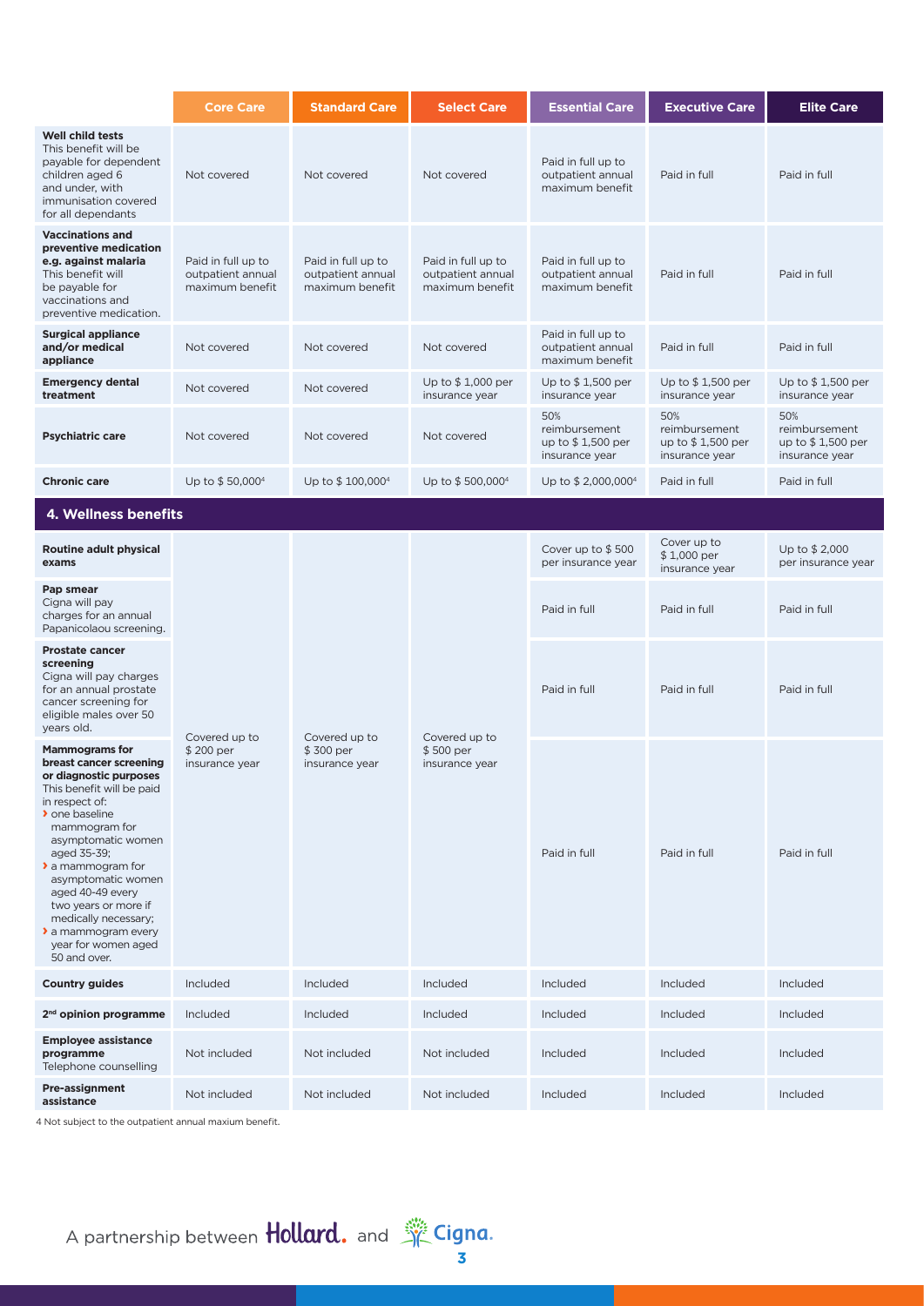| | Core Care | Standard Care | Select Care | Essential Care | Executive Care | Elite Care |
|---|---|---|---|---|---|---|
| **Well child tests** This benefit will be payable for dependent children aged 6 and under, with immunisation covered for all dependants | Not covered | Not covered | Not covered | Paid in full up to outpatient annual maximum benefit | Paid in full | Paid in full |
| **Vaccinations and preventive medication e.g. against malaria** This benefit will be payable for vaccinations and preventive medication. | Paid in full up to outpatient annual maximum benefit | Paid in full up to outpatient annual maximum benefit | Paid in full up to outpatient annual maximum benefit | Paid in full up to outpatient annual maximum benefit | Paid in full | Paid in full |
| **Surgical appliance and/or medical appliance** | Not covered | Not covered | Not covered | Paid in full up to outpatient annual maximum benefit | Paid in full | Paid in full |
| **Emergency dental treatment** | Not covered | Not covered | Up to $ 1,000 per insurance year | Up to $ 1,500 per insurance year | Up to $ 1,500 per insurance year | Up to $ 1,500 per insurance year |
| **Psychiatric care** | Not covered | Not covered | Not covered | 50% reimbursement up to $ 1,500 per insurance year | 50% reimbursement up to $ 1,500 per insurance year | 50% reimbursement up to $ 1,500 per insurance year |
| **Chronic care** | Up to $ 50,000[4] | Up to $ 100,000[4] | Up to $ 500,000[4] | Up to $ 2,000,000[4] | Paid in full | Paid in full |
| **4. Wellness benefits** | | | | | | |
| **Routine adult physical exams** | Covered up to $ 200 per insurance year | Covered up to $ 300 per insurance year | Covered up to $ 500 per insurance year | Cover up to $ 500 per insurance year | Cover up to $ 1,000 per insurance year | Up to $ 2,000 per insurance year |
| **Pap smear** Cigna will pay charges for an annual Papanicolaou screening. | | | | Paid in full | Paid in full | Paid in full |
| **Prostate cancer screening** Cigna will pay charges for an annual prostate cancer screening for eligible males over 50 years old. | | | | Paid in full | Paid in full | Paid in full |
| **Mammograms for breast cancer screening or diagnostic purposes** This benefit will be paid in respect of: › one baseline mammogram for asymptomatic women aged 35-39; › a mammogram for asymptomatic women aged 40-49 every two years or more if medically necessary; › a mammogram every year for women aged 50 and over. | | | | Paid in full | Paid in full | Paid in full |
| **Country guides** | Included | Included | Included | Included | Included | Included |
| **2nd opinion programme** | Included | Included | Included | Included | Included | Included |
| **Employee assistance programme** Telephone counselling | Not included | Not included | Not included | Included | Included | Included |
| **Pre-assignment assistance** | Not included | Not included | Not included | Included | Included | Included |

4 Not subject to the outpatient annual maximum benefit.

A partnership between Hollard. and Cigna.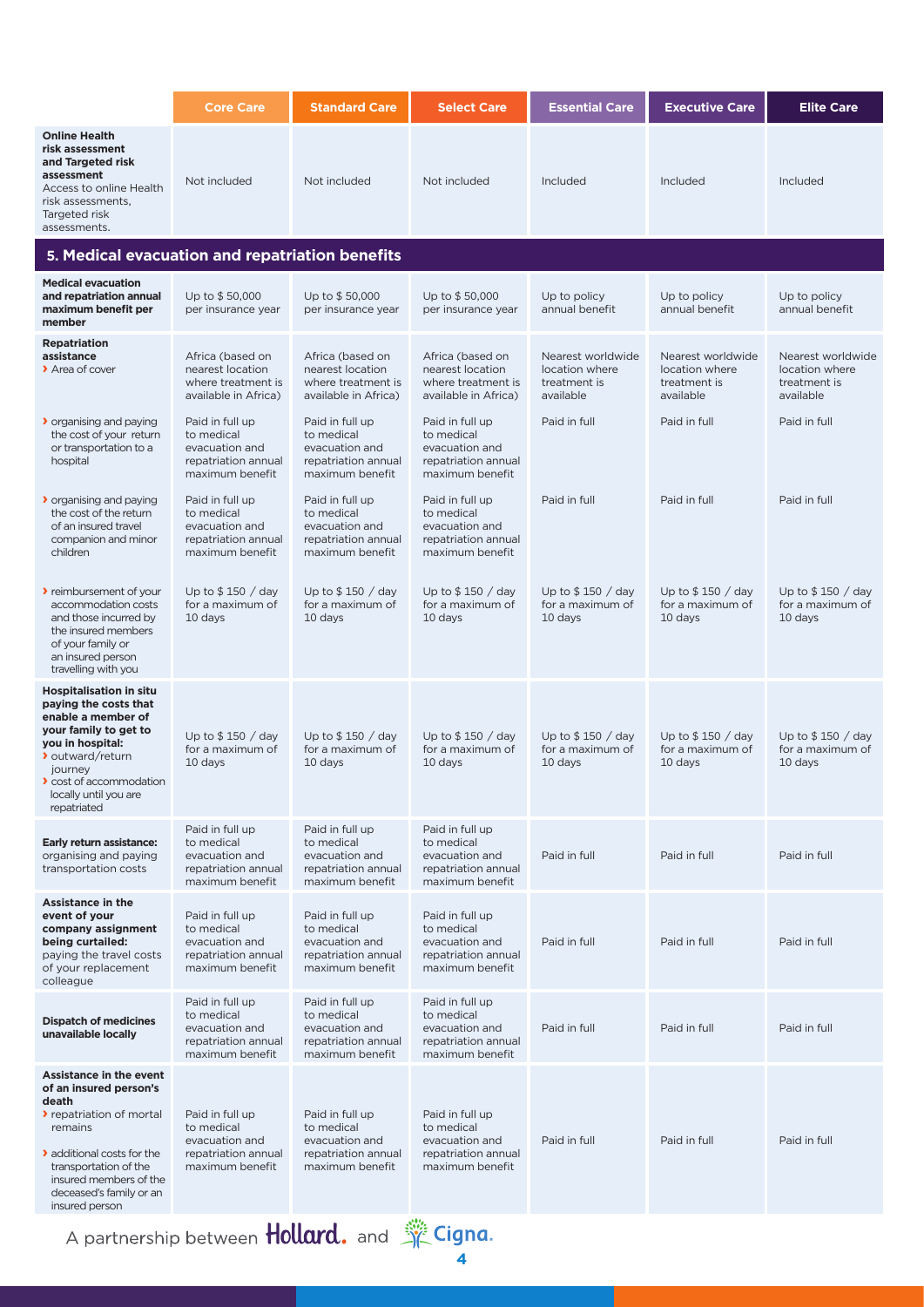| | Core Care | Standard Care | Select Care | Essential Care | Executive Care | Elite Care |
|---|---|---|---|---|---|---|
| **Online Health risk assessment and Targeted risk assessment** Access to online Health risk assessments, Targeted risk assessments. | Not included | Not included | Not included | Included | Included | Included |
| **5. Medical evacuation and repatriation benefits** | | | | | | |
| **Medical evacuation and repatriation annual maximum benefit per member** | Up to $ 50,000 per insurance year | Up to $ 50,000 per insurance year | Up to $ 50,000 per insurance year | Up to policy annual benefit | Up to policy annual benefit | Up to policy annual benefit |
| **Repatriation assistance** › Area of cover | Africa (based on nearest location where treatment is available in Africa) | Africa (based on nearest location where treatment is available in Africa) | Africa (based on nearest location where treatment is available in Africa) | Nearest worldwide location where treatment is available | Nearest worldwide location where treatment is available | Nearest worldwide location where treatment is available |
| › organising and paying the cost of your return or transportation to a hospital | Paid in full up to medical evacuation and repatriation annual maximum benefit | Paid in full up to medical evacuation and repatriation annual maximum benefit | Paid in full up to medical evacuation and repatriation annual maximum benefit | Paid in full | Paid in full | Paid in full |
| › organising and paying the cost of the return of an insured travel companion and minor children | Paid in full up to medical evacuation and repatriation annual maximum benefit | Paid in full up to medical evacuation and repatriation annual maximum benefit | Paid in full up to medical evacuation and repatriation annual maximum benefit | Paid in full | Paid in full | Paid in full |
| › reimbursement of your accommodation costs and those incurred by the insured members of your family or an insured person travelling with you | Up to $ 150 / day for a maximum of 10 days | Up to $ 150 / day for a maximum of 10 days | Up to $ 150 / day for a maximum of 10 days | Up to $ 150 / day for a maximum of 10 days | Up to $ 150 / day for a maximum of 10 days | Up to $ 150 / day for a maximum of 10 days |
| **Hospitalisation in situ paying the costs that enable a member of your family to get to you in hospital:** › outward/return journey › cost of accommodation locally until you are repatriated | Up to $ 150 / day for a maximum of 10 days | Up to $ 150 / day for a maximum of 10 days | Up to $ 150 / day for a maximum of 10 days | Up to $ 150 / day for a maximum of 10 days | Up to $ 150 / day for a maximum of 10 days | Up to $ 150 / day for a maximum of 10 days |
| **Early return assistance:** organising and paying transportation costs | Paid in full up to medical evacuation and repatriation annual maximum benefit | Paid in full up to medical evacuation and repatriation annual maximum benefit | Paid in full up to medical evacuation and repatriation annual maximum benefit | Paid in full | Paid in full | Paid in full |
| **Assistance in the event of your company assignment being curtailed:** paying the travel costs of your replacement colleague | Paid in full up to medical evacuation and repatriation annual maximum benefit | Paid in full up to medical evacuation and repatriation annual maximum benefit | Paid in full up to medical evacuation and repatriation annual maximum benefit | Paid in full | Paid in full | Paid in full |
| **Dispatch of medicines unavailable locally** | Paid in full up to medical evacuation and repatriation annual maximum benefit | Paid in full up to medical evacuation and repatriation annual maximum benefit | Paid in full up to medical evacuation and repatriation annual maximum benefit | Paid in full | Paid in full | Paid in full |
| **Assistance in the event of an insured person's death** › repatriation of mortal remains › additional costs for the transportation of the insured members of the deceased's family or an insured person | Paid in full up to medical evacuation and repatriation annual maximum benefit | Paid in full up to medical evacuation and repatriation annual maximum benefit | Paid in full up to medical evacuation and repatriation annual maximum benefit | Paid in full | Paid in full | Paid in full |

A partnership between Hollard. and Cigna.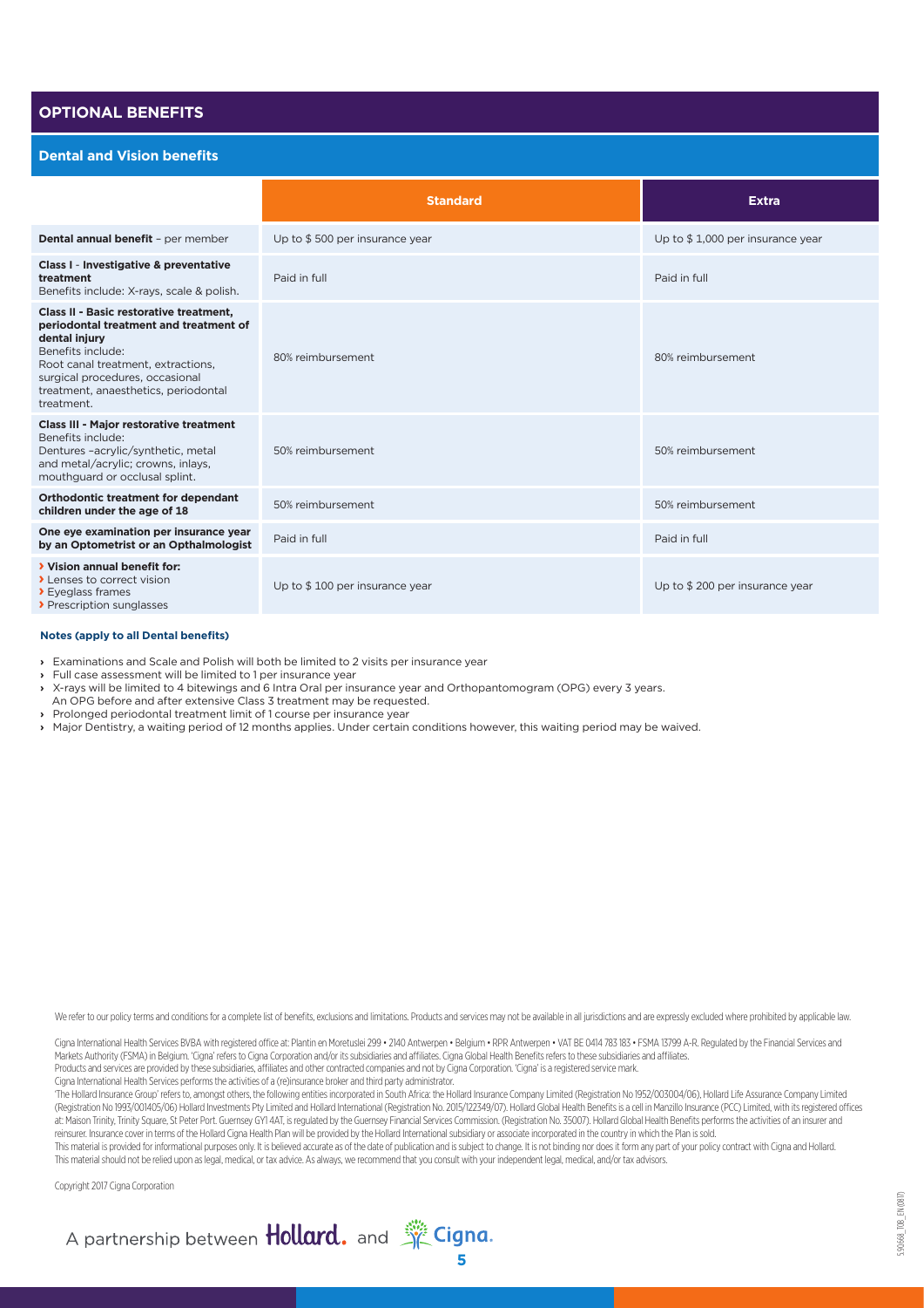## OPTIONAL BENEFITS

### Dental and Vision benefits

| | Standard | Extra |
|---|---|---|
| **Dental annual benefit** - per member | Up to $ 500 per insurance year | Up to $ 1,000 per insurance year |
| **Class I - Investigative & preventative treatment**<br>Benefits include: X-rays, scale & polish. | Paid in full | Paid in full |
| **Class II - Basic restorative treatment, periodontal treatment and treatment of dental injury**<br>Benefits include:<br>Root canal treatment, extractions, surgical procedures, occasional treatment, anaesthetics, periodontal treatment. | 80% reimbursement | 80% reimbursement |
| **Class III - Major restorative treatment**<br>Benefits include:<br>Dentures –acrylic/synthetic, metal and metal/acrylic; crowns, inlays, mouthguard or occlusal splint. | 50% reimbursement | 50% reimbursement |
| **Orthodontic treatment for dependant children under the age of 18** | 50% reimbursement | 50% reimbursement |
| **One eye examination per insurance year by an Optometrist or an Opthalmologist** | Paid in full | Paid in full |
| **› Vision annual benefit for:**<br>› Lenses to correct vision<br>› Eyeglass frames<br>› Prescription sunglasses | Up to $ 100 per insurance year | Up to $ 200 per insurance year |

**Notes (apply to all Dental benefits)**

- Examinations and Scale and Polish will both be limited to 2 visits per insurance year
- Full case assessment will be limited to 1 per insurance year
- X-rays will be limited to 4 bitewings and 6 Intra Oral per insurance year and Orthopantomogram (OPG) every 3 years. An OPG before and after extensive Class 3 treatment may be requested.
- Prolonged periodontal treatment limit of 1 course per insurance year
- Major Dentistry, a waiting period of 12 months applies. Under certain conditions however, this waiting period may be waived.

We refer to our policy terms and conditions for a complete list of benefits, exclusions and limitations. Products and services may not be available in all jurisdictions and are expressly excluded where prohibited by applicable law.

Cigna International Health Services BVBA with registered office at: Plantin en Moretuslei 299 • 2140 Antwerpen • Belgium • RPR Antwerpen • VAT BE 0414 783 183 • FSMA 13799 A-R. Regulated by the Financial Services and Markets Authority (FSMA) in Belgium. 'Cigna' refers to Cigna Corporation and/or its subsidiaries and affiliates. Cigna Global Health Benefits refers to these subsidiaries and affiliates.
Products and services are provided by these subsidiaries, affiliates and other contracted companies and not by Cigna Corporation. 'Cigna' is a registered service mark.
Cigna International Health Services performs the activities of a (re)insurance broker and third party administrator.
'The Hollard Insurance Group' refers to, amongst others, the following entities incorporated in South Africa: the Hollard Insurance Company Limited (Registration No 1952/003004/06), Hollard Life Assurance Company Limited (Registration No 1993/001405/06) Hollard Investments Pty Limited and Hollard International (Registration No. 2015/122349/07). Hollard Global Health Benefits is a cell in Manzillo Insurance (PCC) Limited, with its registered offices at: Maison Trinity, Trinity Square, St Peter Port. Guernsey GY1 4AT, is regulated by the Guernsey Financial Services Commission. (Registration No. 35007). Hollard Global Health Benefits performs the activities of an insurer and reinsurer. Insurance cover in terms of the Hollard Cigna Health Plan will be provided by the Hollard International subsidiary or associate incorporated in the country in which the Plan is sold.
This material is provided for informational purposes only. It is believed accurate as of the date of publication and is subject to change. It is not binding nor does it form any part of your policy contract with Cigna and Hollard. This material should not be relied upon as legal, medical, or tax advice. As always, we recommend that you consult with your independent legal, medical, and/or tax advisors.

Copyright 2017 Cigna Corporation

A partnership between Hollard. and Cigna.

590668_T08_EN (08/17)